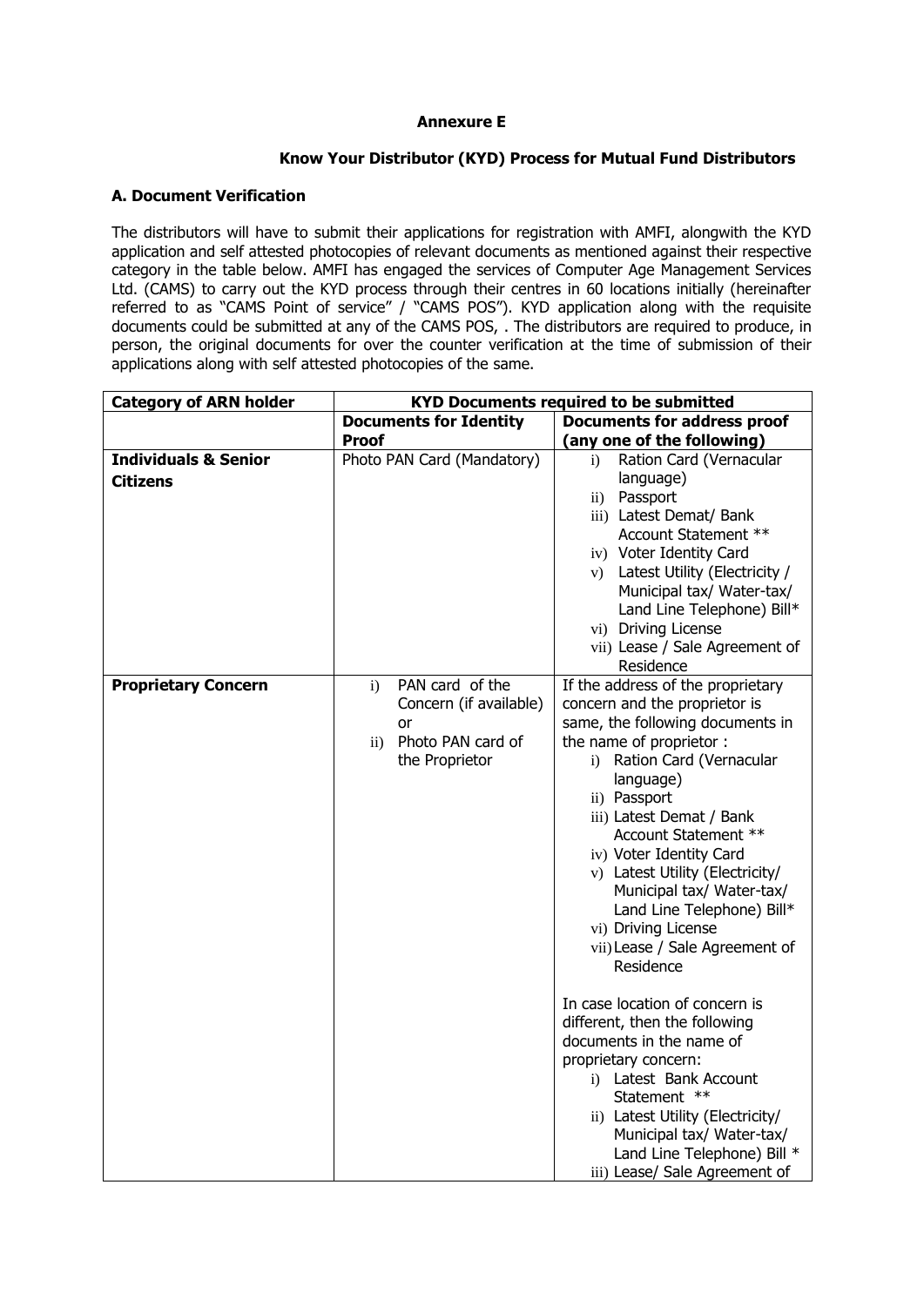**Annexure E**

**Know Your Distributor (KYD) Process for Mutual Fund Distributors**

**A. Document Verification**

The distributors will have to submit their applications for registration with AMFI, alongwith the KYD application and self attested photocopies of relevant documents as mentioned against their respective category in the table below. AMFI has engaged the services of Computer Age Management Services Ltd. (CAMS) to carry out the KYD process through their centres in 60 locations initially (hereinafter referred to as "CAMS Point of service" / "CAMS POS"). KYD application along with the requisite documents could be submitted at any of the CAMS POS, . The distributors are required to produce, in person, the original documents for over the counter verification at the time of submission of their applications along with self attested photocopies of the same.

| **Category of ARN holder** | **KYD Documents required to be submitted** | |
|---|---|---|
| | **Documents for Identity Proof** | **Documents for address proof (any one of the following)** |
| **Individuals & Senior Citizens** | Photo PAN Card (Mandatory) | i) Ration Card (Vernacular language)<br>ii) Passport<br>iii) Latest Demat/ Bank Account Statement **<br>iv) Voter Identity Card<br>v) Latest Utility (Electricity / Municipal tax/ Water-tax/ Land Line Telephone) Bill*<br>vi) Driving License<br>vii) Lease / Sale Agreement of Residence |
| **Proprietary Concern** | i) PAN card of the Concern (if available) or<br>ii) Photo PAN card of the Proprietor | If the address of the proprietary concern and the proprietor is same, the following documents in the name of proprietor :<br>i) Ration Card (Vernacular language)<br>ii) Passport<br>iii) Latest Demat / Bank Account Statement **<br>iv) Voter Identity Card<br>v) Latest Utility (Electricity/ Municipal tax/ Water-tax/ Land Line Telephone) Bill*<br>vi) Driving License<br>vii) Lease / Sale Agreement of Residence<br><br>In case location of concern is different, then the following documents in the name of proprietary concern:<br>i) Latest Bank Account Statement **<br>ii) Latest Utility (Electricity/ Municipal tax/ Water-tax/ Land Line Telephone) Bill *<br>iii) Lease/ Sale Agreement of |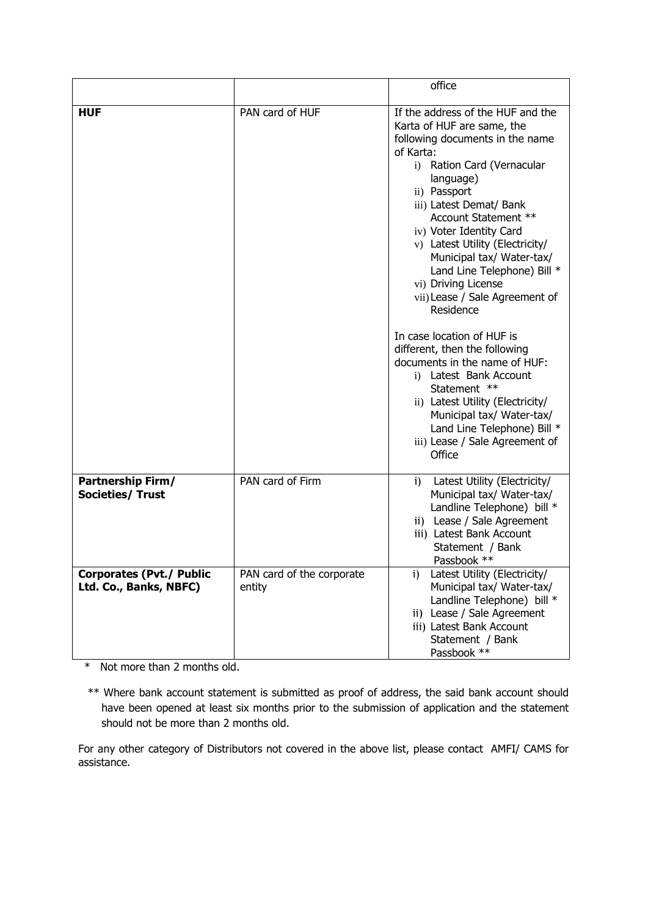| | | |
|---|---|---|
| | | office |
| **HUF** | PAN card of HUF | If the address of the HUF and the Karta of HUF are same, the following documents in the name of Karta:<br>i) Ration Card (Vernacular language)<br>ii) Passport<br>iii) Latest Demat/ Bank Account Statement **<br>iv) Voter Identity Card<br>v) Latest Utility (Electricity/ Municipal tax/ Water-tax/ Land Line Telephone) Bill *<br>vi) Driving License<br>vii) Lease / Sale Agreement of Residence<br><br>In case location of HUF is different, then the following documents in the name of HUF:<br>i) Latest Bank Account Statement **<br>ii) Latest Utility (Electricity/ Municipal tax/ Water-tax/ Land Line Telephone) Bill *<br>iii) Lease / Sale Agreement of Office |
| **Partnership Firm/ Societies/ Trust** | PAN card of Firm | i) Latest Utility (Electricity/ Municipal tax/ Water-tax/ Landline Telephone) bill *<br>ii) Lease / Sale Agreement<br>iii) Latest Bank Account Statement / Bank Passbook ** |
| **Corporates (Pvt./ Public Ltd. Co., Banks, NBFC)** | PAN card of the corporate entity | i) Latest Utility (Electricity/ Municipal tax/ Water-tax/ Landline Telephone) bill *<br>ii) Lease / Sale Agreement<br>iii) Latest Bank Account Statement / Bank Passbook ** |

\* Not more than 2 months old.

** Where bank account statement is submitted as proof of address, the said bank account should have been opened at least six months prior to the submission of application and the statement should not be more than 2 months old.

For any other category of Distributors not covered in the above list, please contact AMFI/ CAMS for assistance.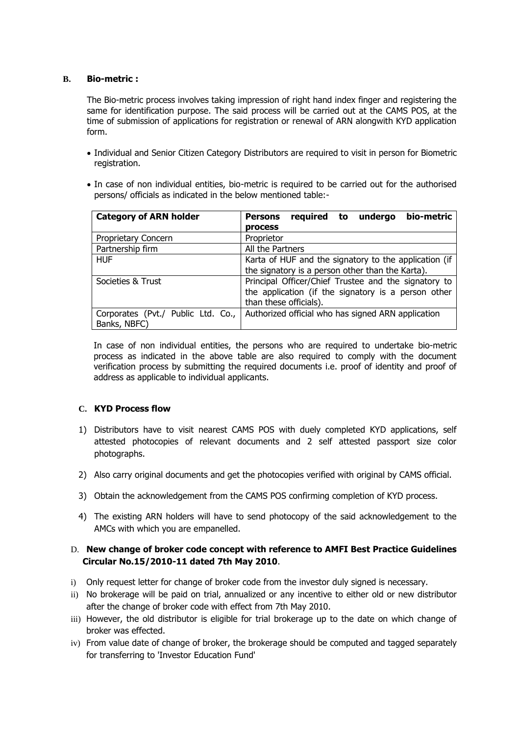**B. Bio-metric :**

The Bio-metric process involves taking impression of right hand index finger and registering the same for identification purpose. The said process will be carried out at the CAMS POS, at the time of submission of applications for registration or renewal of ARN alongwith KYD application form.

- Individual and Senior Citizen Category Distributors are required to visit in person for Biometric registration.
- In case of non individual entities, bio-metric is required to be carried out for the authorised persons/ officials as indicated in the below mentioned table:-

| **Category of ARN holder** | **Persons required to undergo bio-metric process** |
|---|---|
| Proprietary Concern | Proprietor |
| Partnership firm | All the Partners |
| HUF | Karta of HUF and the signatory to the application (if the signatory is a person other than the Karta). |
| Societies & Trust | Principal Officer/Chief Trustee and the signatory to the application (if the signatory is a person other than these officials). |
| Corporates (Pvt./ Public Ltd. Co., Banks, NBFC) | Authorized official who has signed ARN application |

In case of non individual entities, the persons who are required to undertake bio-metric process as indicated in the above table are also required to comply with the document verification process by submitting the required documents i.e. proof of identity and proof of address as applicable to individual applicants.

**C. KYD Process flow**

1) Distributors have to visit nearest CAMS POS with duely completed KYD applications, self attested photocopies of relevant documents and 2 self attested passport size color photographs.
2) Also carry original documents and get the photocopies verified with original by CAMS official.
3) Obtain the acknowledgement from the CAMS POS confirming completion of KYD process.
4) The existing ARN holders will have to send photocopy of the said acknowledgement to the AMCs with which you are empanelled.

**D. New change of broker code concept with reference to AMFI Best Practice Guidelines Circular No.15/2010-11 dated 7th May 2010**.

i) Only request letter for change of broker code from the investor duly signed is necessary.
ii) No brokerage will be paid on trial, annualized or any incentive to either old or new distributor after the change of broker code with effect from 7th May 2010.
iii) However, the old distributor is eligible for trial brokerage up to the date on which change of broker was effected.
iv) From value date of change of broker, the brokerage should be computed and tagged separately for transferring to 'Investor Education Fund'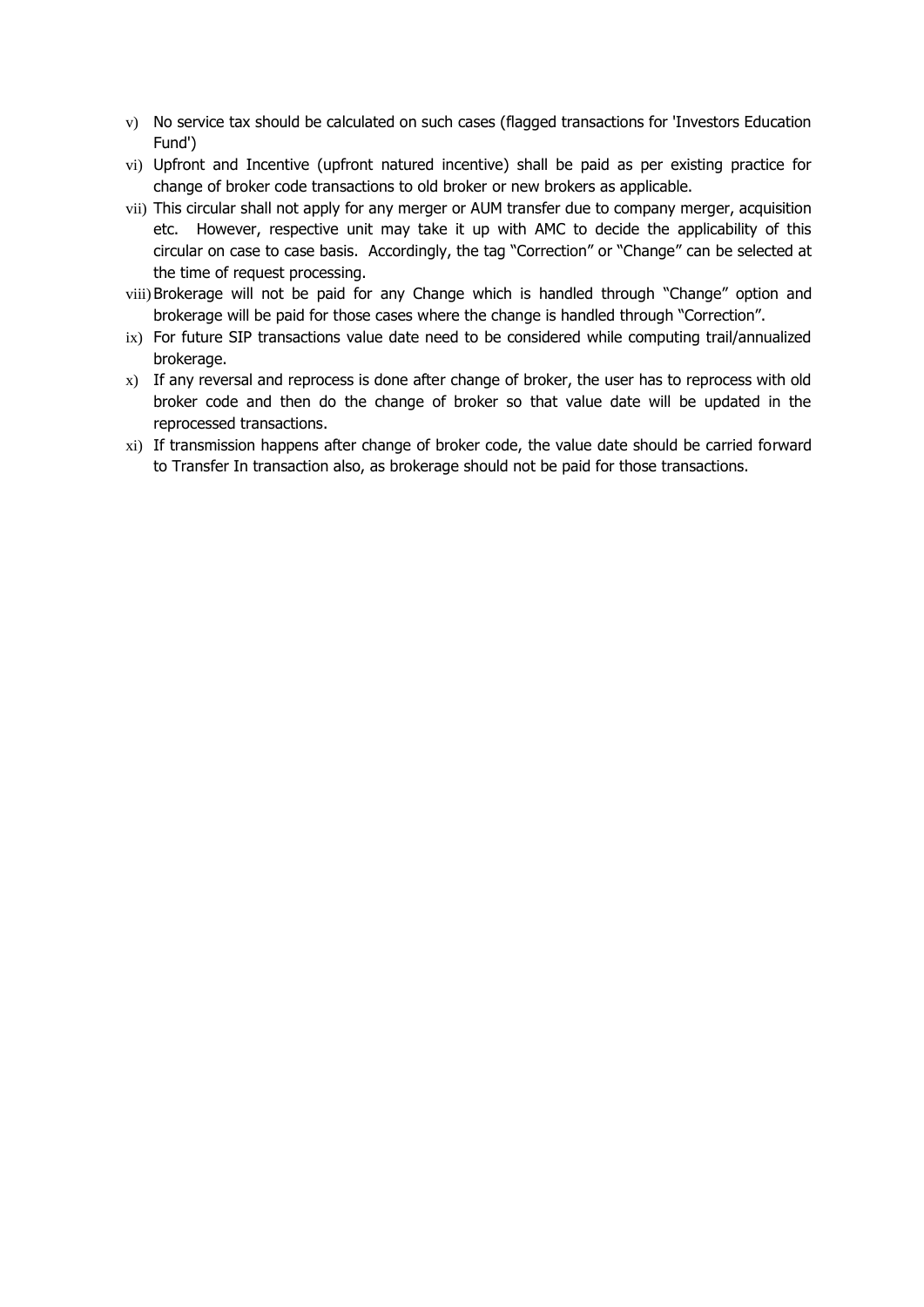v) No service tax should be calculated on such cases (flagged transactions for 'Investors Education Fund')

vi) Upfront and Incentive (upfront natured incentive) shall be paid as per existing practice for change of broker code transactions to old broker or new brokers as applicable.

vii) This circular shall not apply for any merger or AUM transfer due to company merger, acquisition etc. However, respective unit may take it up with AMC to decide the applicability of this circular on case to case basis. Accordingly, the tag "Correction" or "Change" can be selected at the time of request processing.

viii) Brokerage will not be paid for any Change which is handled through "Change" option and brokerage will be paid for those cases where the change is handled through "Correction".

ix) For future SIP transactions value date need to be considered while computing trail/annualized brokerage.

x) If any reversal and reprocess is done after change of broker, the user has to reprocess with old broker code and then do the change of broker so that value date will be updated in the reprocessed transactions.

xi) If transmission happens after change of broker code, the value date should be carried forward to Transfer In transaction also, as brokerage should not be paid for those transactions.